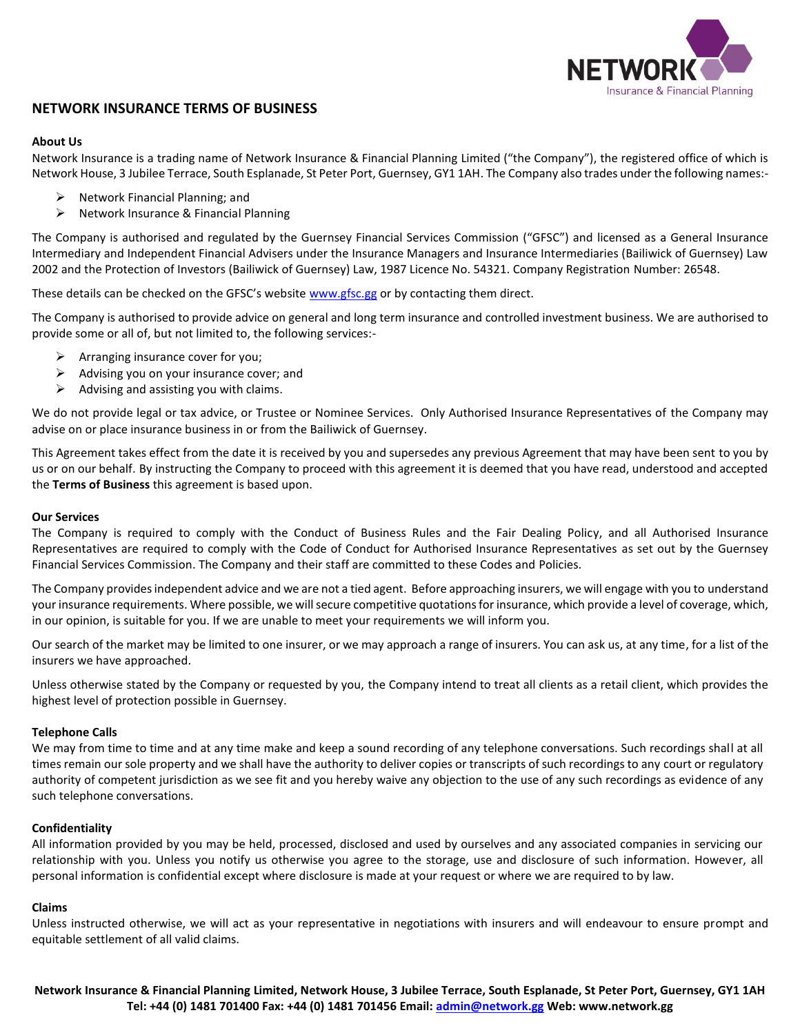# NETWORK INSURANCE TERMS OF BUSINESS

## About Us

Network Insurance is a trading name of Network Insurance & Financial Planning Limited ("the Company"), the registered office of which is Network House, 3 Jubilee Terrace, South Esplanade, St Peter Port, Guernsey, GY1 1AH. The Company also trades under the following names:-

- Network Financial Planning; and
- Network Insurance & Financial Planning

The Company is authorised and regulated by the Guernsey Financial Services Commission ("GFSC") and licensed as a General Insurance Intermediary and Independent Financial Advisers under the Insurance Managers and Insurance Intermediaries (Bailiwick of Guernsey) Law 2002 and the Protection of Investors (Bailiwick of Guernsey) Law, 1987 Licence No. 54321. Company Registration Number: 26548.

These details can be checked on the GFSC's website www.gfsc.gg or by contacting them direct.

The Company is authorised to provide advice on general and long term insurance and controlled investment business. We are authorised to provide some or all of, but not limited to, the following services:-

- Arranging insurance cover for you;
- Advising you on your insurance cover; and
- Advising and assisting you with claims.

We do not provide legal or tax advice, or Trustee or Nominee Services. Only Authorised Insurance Representatives of the Company may advise on or place insurance business in or from the Bailiwick of Guernsey.

This Agreement takes effect from the date it is received by you and supersedes any previous Agreement that may have been sent to you by us or on our behalf. By instructing the Company to proceed with this agreement it is deemed that you have read, understood and accepted the **Terms of Business** this agreement is based upon.

## Our Services

The Company is required to comply with the Conduct of Business Rules and the Fair Dealing Policy, and all Authorised Insurance Representatives are required to comply with the Code of Conduct for Authorised Insurance Representatives as set out by the Guernsey Financial Services Commission. The Company and their staff are committed to these Codes and Policies.

The Company provides independent advice and we are not a tied agent. Before approaching insurers, we will engage with you to understand your insurance requirements. Where possible, we will secure competitive quotations for insurance, which provide a level of coverage, which, in our opinion, is suitable for you. If we are unable to meet your requirements we will inform you.

Our search of the market may be limited to one insurer, or we may approach a range of insurers. You can ask us, at any time, for a list of the insurers we have approached.

Unless otherwise stated by the Company or requested by you, the Company intend to treat all clients as a retail client, which provides the highest level of protection possible in Guernsey.

## Telephone Calls

We may from time to time and at any time make and keep a sound recording of any telephone conversations. Such recordings shall at all times remain our sole property and we shall have the authority to deliver copies or transcripts of such recordings to any court or regulatory authority of competent jurisdiction as we see fit and you hereby waive any objection to the use of any such recordings as evidence of any such telephone conversations.

## Confidentiality

All information provided by you may be held, processed, disclosed and used by ourselves and any associated companies in servicing our relationship with you. Unless you notify us otherwise you agree to the storage, use and disclosure of such information. However, all personal information is confidential except where disclosure is made at your request or where we are required to by law.

## Claims

Unless instructed otherwise, we will act as your representative in negotiations with insurers and will endeavour to ensure prompt and equitable settlement of all valid claims.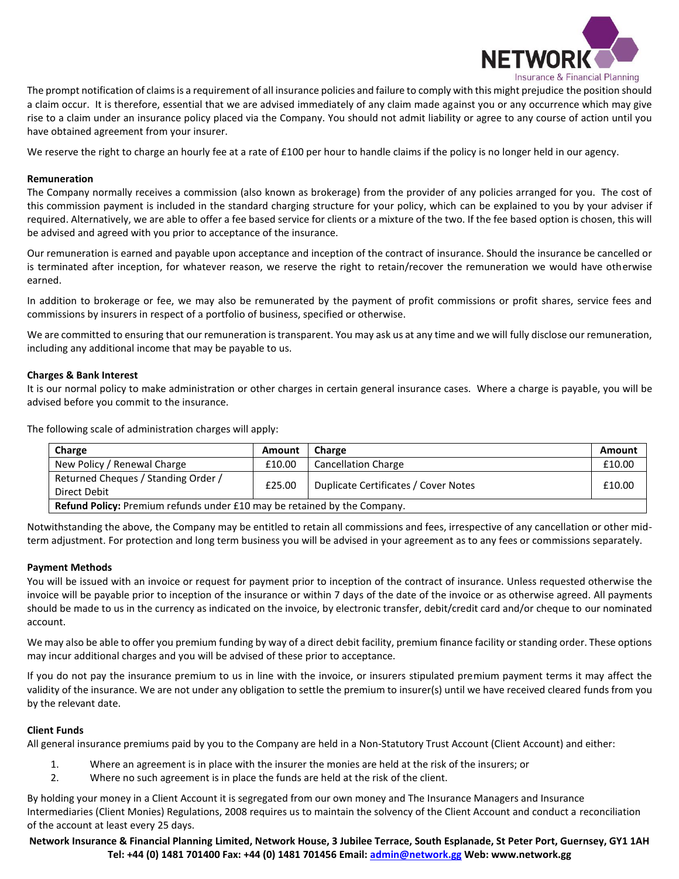The prompt notification of claims is a requirement of all insurance policies and failure to comply with this might prejudice the position should a claim occur. It is therefore, essential that we are advised immediately of any claim made against you or any occurrence which may give rise to a claim under an insurance policy placed via the Company. You should not admit liability or agree to any course of action until you have obtained agreement from your insurer.

We reserve the right to charge an hourly fee at a rate of £100 per hour to handle claims if the policy is no longer held in our agency.

**Remuneration**

The Company normally receives a commission (also known as brokerage) from the provider of any policies arranged for you. The cost of this commission payment is included in the standard charging structure for your policy, which can be explained to you by your adviser if required. Alternatively, we are able to offer a fee based service for clients or a mixture of the two. If the fee based option is chosen, this will be advised and agreed with you prior to acceptance of the insurance.

Our remuneration is earned and payable upon acceptance and inception of the contract of insurance. Should the insurance be cancelled or is terminated after inception, for whatever reason, we reserve the right to retain/recover the remuneration we would have otherwise earned.

In addition to brokerage or fee, we may also be remunerated by the payment of profit commissions or profit shares, service fees and commissions by insurers in respect of a portfolio of business, specified or otherwise.

We are committed to ensuring that our remuneration is transparent. You may ask us at any time and we will fully disclose our remuneration, including any additional income that may be payable to us.

**Charges & Bank Interest**

It is our normal policy to make administration or other charges in certain general insurance cases. Where a charge is payable, you will be advised before you commit to the insurance.

The following scale of administration charges will apply:

| Charge | Amount | Charge | Amount |
|---|---|---|---|
| New Policy / Renewal Charge | £10.00 | Cancellation Charge | £10.00 |
| Returned Cheques / Standing Order / Direct Debit | £25.00 | Duplicate Certificates / Cover Notes | £10.00 |
| **Refund Policy:** Premium refunds under £10 may be retained by the Company. | | | |

Notwithstanding the above, the Company may be entitled to retain all commissions and fees, irrespective of any cancellation or other mid-term adjustment. For protection and long term business you will be advised in your agreement as to any fees or commissions separately.

**Payment Methods**

You will be issued with an invoice or request for payment prior to inception of the contract of insurance. Unless requested otherwise the invoice will be payable prior to inception of the insurance or within 7 days of the date of the invoice or as otherwise agreed. All payments should be made to us in the currency as indicated on the invoice, by electronic transfer, debit/credit card and/or cheque to our nominated account.

We may also be able to offer you premium funding by way of a direct debit facility, premium finance facility or standing order. These options may incur additional charges and you will be advised of these prior to acceptance.

If you do not pay the insurance premium to us in line with the invoice, or insurers stipulated premium payment terms it may affect the validity of the insurance. We are not under any obligation to settle the premium to insurer(s) until we have received cleared funds from you by the relevant date.

**Client Funds**

All general insurance premiums paid by you to the Company are held in a Non-Statutory Trust Account (Client Account) and either:

1. Where an agreement is in place with the insurer the monies are held at the risk of the insurers; or
2. Where no such agreement is in place the funds are held at the risk of the client.

By holding your money in a Client Account it is segregated from our own money and The Insurance Managers and Insurance Intermediaries (Client Monies) Regulations, 2008 requires us to maintain the solvency of the Client Account and conduct a reconciliation of the account at least every 25 days.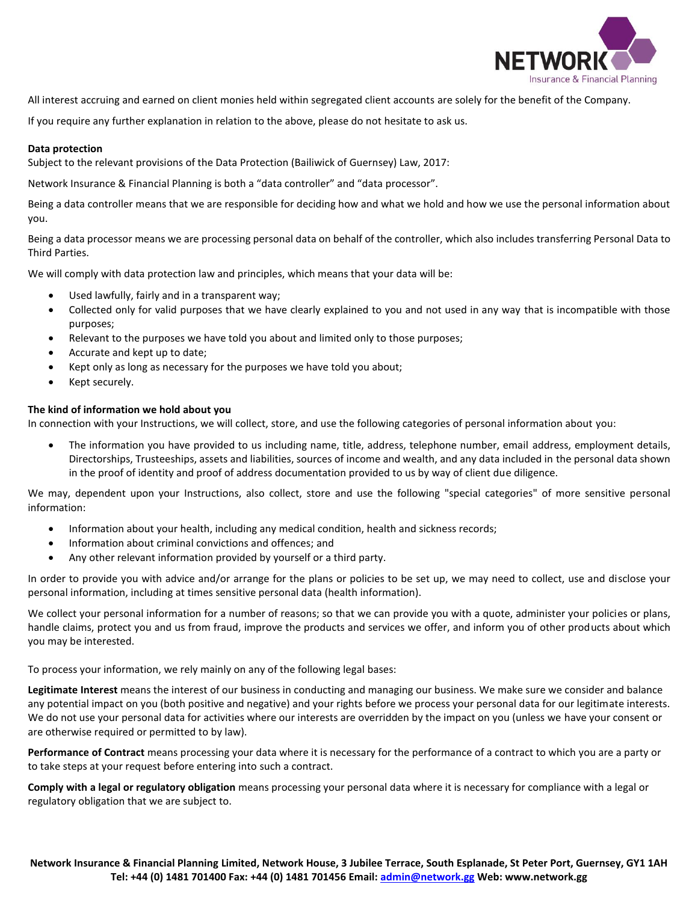All interest accruing and earned on client monies held within segregated client accounts are solely for the benefit of the Company.

If you require any further explanation in relation to the above, please do not hesitate to ask us.

**Data protection**

Subject to the relevant provisions of the Data Protection (Bailiwick of Guernsey) Law, 2017:

Network Insurance & Financial Planning is both a "data controller" and "data processor".

Being a data controller means that we are responsible for deciding how and what we hold and how we use the personal information about you.

Being a data processor means we are processing personal data on behalf of the controller, which also includes transferring Personal Data to Third Parties.

We will comply with data protection law and principles, which means that your data will be:

- Used lawfully, fairly and in a transparent way;
- Collected only for valid purposes that we have clearly explained to you and not used in any way that is incompatible with those purposes;
- Relevant to the purposes we have told you about and limited only to those purposes;
- Accurate and kept up to date;
- Kept only as long as necessary for the purposes we have told you about;
- Kept securely.

**The kind of information we hold about you**

In connection with your Instructions, we will collect, store, and use the following categories of personal information about you:

- The information you have provided to us including name, title, address, telephone number, email address, employment details, Directorships, Trusteeships, assets and liabilities, sources of income and wealth, and any data included in the personal data shown in the proof of identity and proof of address documentation provided to us by way of client due diligence.

We may, dependent upon your Instructions, also collect, store and use the following "special categories" of more sensitive personal information:

- Information about your health, including any medical condition, health and sickness records;
- Information about criminal convictions and offences; and
- Any other relevant information provided by yourself or a third party.

In order to provide you with advice and/or arrange for the plans or policies to be set up, we may need to collect, use and disclose your personal information, including at times sensitive personal data (health information).

We collect your personal information for a number of reasons; so that we can provide you with a quote, administer your policies or plans, handle claims, protect you and us from fraud, improve the products and services we offer, and inform you of other products about which you may be interested.

To process your information, we rely mainly on any of the following legal bases:

**Legitimate Interest** means the interest of our business in conducting and managing our business. We make sure we consider and balance any potential impact on you (both positive and negative) and your rights before we process your personal data for our legitimate interests. We do not use your personal data for activities where our interests are overridden by the impact on you (unless we have your consent or are otherwise required or permitted to by law).

**Performance of Contract** means processing your data where it is necessary for the performance of a contract to which you are a party or to take steps at your request before entering into such a contract.

**Comply with a legal or regulatory obligation** means processing your personal data where it is necessary for compliance with a legal or regulatory obligation that we are subject to.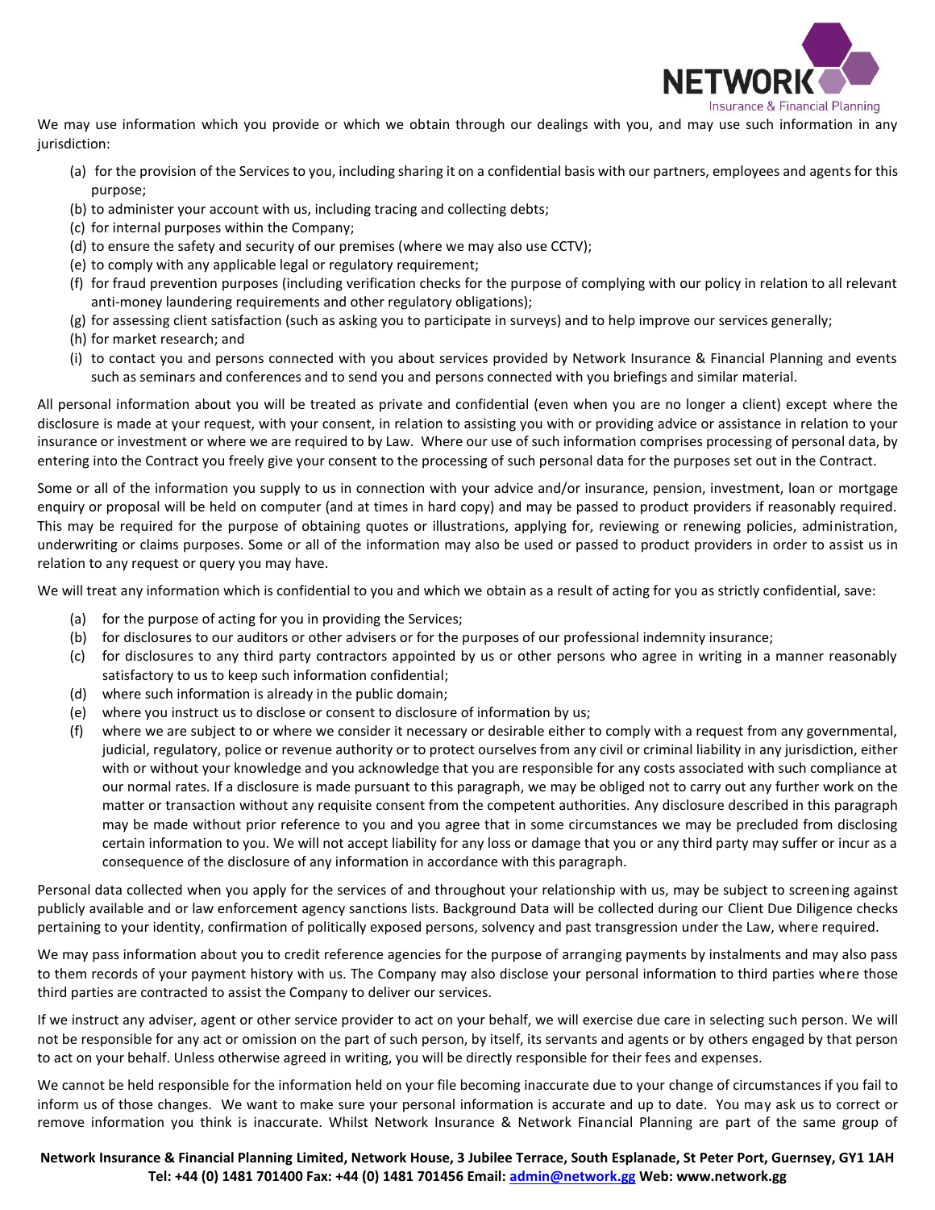We may use information which you provide or which we obtain through our dealings with you, and may use such information in any jurisdiction:

(a) for the provision of the Services to you, including sharing it on a confidential basis with our partners, employees and agents for this purpose;
(b) to administer your account with us, including tracing and collecting debts;
(c) for internal purposes within the Company;
(d) to ensure the safety and security of our premises (where we may also use CCTV);
(e) to comply with any applicable legal or regulatory requirement;
(f) for fraud prevention purposes (including verification checks for the purpose of complying with our policy in relation to all relevant anti-money laundering requirements and other regulatory obligations);
(g) for assessing client satisfaction (such as asking you to participate in surveys) and to help improve our services generally;
(h) for market research; and
(i) to contact you and persons connected with you about services provided by Network Insurance & Financial Planning and events such as seminars and conferences and to send you and persons connected with you briefings and similar material.

All personal information about you will be treated as private and confidential (even when you are no longer a client) except where the disclosure is made at your request, with your consent, in relation to assisting you with or providing advice or assistance in relation to your insurance or investment or where we are required to by Law. Where our use of such information comprises processing of personal data, by entering into the Contract you freely give your consent to the processing of such personal data for the purposes set out in the Contract.

Some or all of the information you supply to us in connection with your advice and/or insurance, pension, investment, loan or mortgage enquiry or proposal will be held on computer (and at times in hard copy) and may be passed to product providers if reasonably required. This may be required for the purpose of obtaining quotes or illustrations, applying for, reviewing or renewing policies, administration, underwriting or claims purposes. Some or all of the information may also be used or passed to product providers in order to assist us in relation to any request or query you may have.

We will treat any information which is confidential to you and which we obtain as a result of acting for you as strictly confidential, save:

(a) for the purpose of acting for you in providing the Services;
(b) for disclosures to our auditors or other advisers or for the purposes of our professional indemnity insurance;
(c) for disclosures to any third party contractors appointed by us or other persons who agree in writing in a manner reasonably satisfactory to us to keep such information confidential;
(d) where such information is already in the public domain;
(e) where you instruct us to disclose or consent to disclosure of information by us;
(f) where we are subject to or where we consider it necessary or desirable either to comply with a request from any governmental, judicial, regulatory, police or revenue authority or to protect ourselves from any civil or criminal liability in any jurisdiction, either with or without your knowledge and you acknowledge that you are responsible for any costs associated with such compliance at our normal rates. If a disclosure is made pursuant to this paragraph, we may be obliged not to carry out any further work on the matter or transaction without any requisite consent from the competent authorities. Any disclosure described in this paragraph may be made without prior reference to you and you agree that in some circumstances we may be precluded from disclosing certain information to you. We will not accept liability for any loss or damage that you or any third party may suffer or incur as a consequence of the disclosure of any information in accordance with this paragraph.

Personal data collected when you apply for the services of and throughout your relationship with us, may be subject to screening against publicly available and or law enforcement agency sanctions lists. Background Data will be collected during our Client Due Diligence checks pertaining to your identity, confirmation of politically exposed persons, solvency and past transgression under the Law, where required.

We may pass information about you to credit reference agencies for the purpose of arranging payments by instalments and may also pass to them records of your payment history with us. The Company may also disclose your personal information to third parties where those third parties are contracted to assist the Company to deliver our services.

If we instruct any adviser, agent or other service provider to act on your behalf, we will exercise due care in selecting such person. We will not be responsible for any act or omission on the part of such person, by itself, its servants and agents or by others engaged by that person to act on your behalf. Unless otherwise agreed in writing, you will be directly responsible for their fees and expenses.

We cannot be held responsible for the information held on your file becoming inaccurate due to your change of circumstances if you fail to inform us of those changes. We want to make sure your personal information is accurate and up to date. You may ask us to correct or remove information you think is inaccurate. Whilst Network Insurance & Network Financial Planning are part of the same group of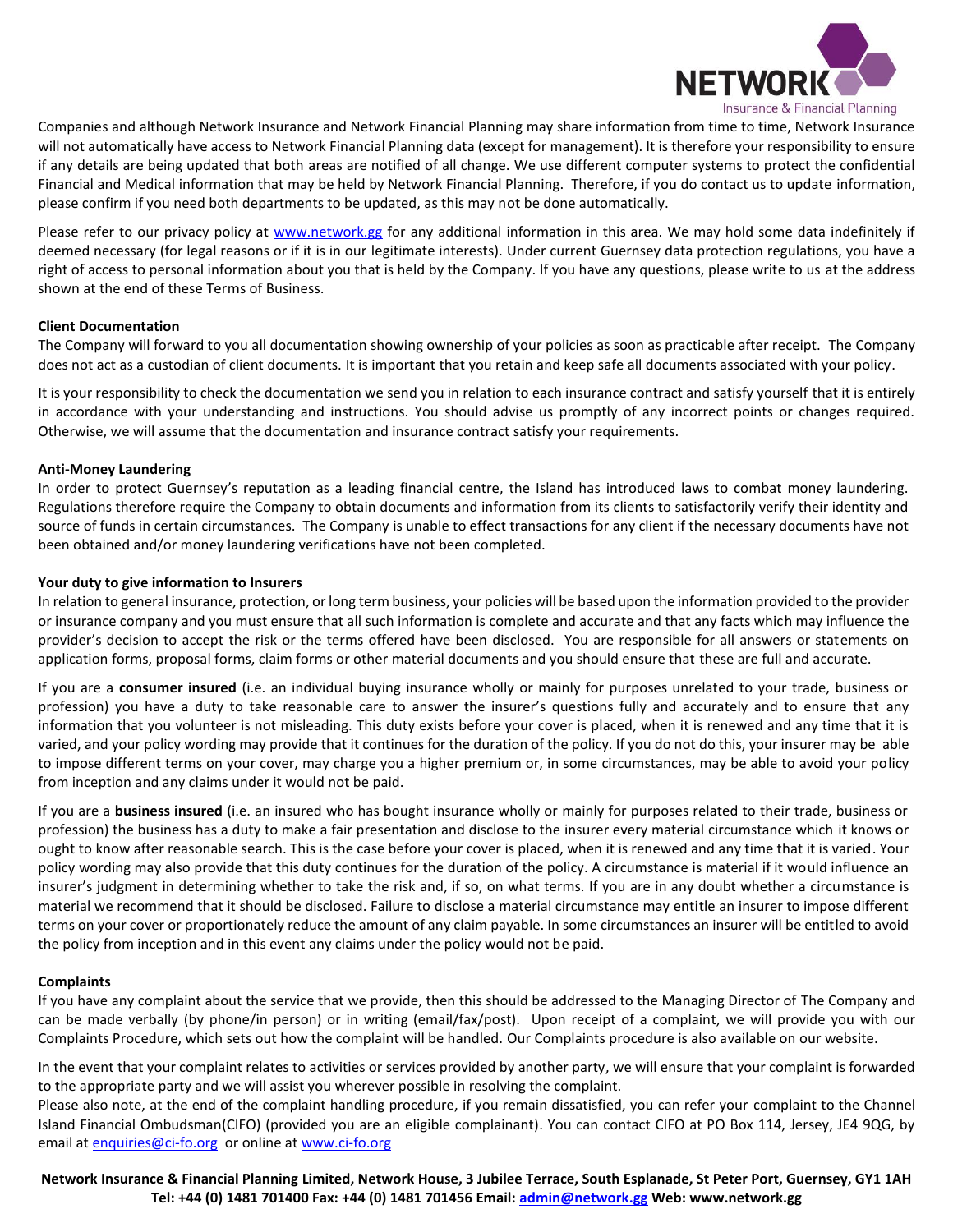Companies and although Network Insurance and Network Financial Planning may share information from time to time, Network Insurance will not automatically have access to Network Financial Planning data (except for management). It is therefore your responsibility to ensure if any details are being updated that both areas are notified of all change. We use different computer systems to protect the confidential Financial and Medical information that may be held by Network Financial Planning. Therefore, if you do contact us to update information, please confirm if you need both departments to be updated, as this may not be done automatically.

Please refer to our privacy policy at [www.network.gg](http://www.network.gg) for any additional information in this area. We may hold some data indefinitely if deemed necessary (for legal reasons or if it is in our legitimate interests). Under current Guernsey data protection regulations, you have a right of access to personal information about you that is held by the Company. If you have any questions, please write to us at the address shown at the end of these Terms of Business.

**Client Documentation**

The Company will forward to you all documentation showing ownership of your policies as soon as practicable after receipt. The Company does not act as a custodian of client documents. It is important that you retain and keep safe all documents associated with your policy.

It is your responsibility to check the documentation we send you in relation to each insurance contract and satisfy yourself that it is entirely in accordance with your understanding and instructions. You should advise us promptly of any incorrect points or changes required. Otherwise, we will assume that the documentation and insurance contract satisfy your requirements.

**Anti-Money Laundering**

In order to protect Guernsey's reputation as a leading financial centre, the Island has introduced laws to combat money laundering. Regulations therefore require the Company to obtain documents and information from its clients to satisfactorily verify their identity and source of funds in certain circumstances. The Company is unable to effect transactions for any client if the necessary documents have not been obtained and/or money laundering verifications have not been completed.

**Your duty to give information to Insurers**

In relation to general insurance, protection, or long term business, your policies will be based upon the information provided to the provider or insurance company and you must ensure that all such information is complete and accurate and that any facts which may influence the provider's decision to accept the risk or the terms offered have been disclosed. You are responsible for all answers or statements on application forms, proposal forms, claim forms or other material documents and you should ensure that these are full and accurate.

If you are a **consumer insured** (i.e. an individual buying insurance wholly or mainly for purposes unrelated to your trade, business or profession) you have a duty to take reasonable care to answer the insurer's questions fully and accurately and to ensure that any information that you volunteer is not misleading. This duty exists before your cover is placed, when it is renewed and any time that it is varied, and your policy wording may provide that it continues for the duration of the policy. If you do not do this, your insurer may be able to impose different terms on your cover, may charge you a higher premium or, in some circumstances, may be able to avoid your policy from inception and any claims under it would not be paid.

If you are a **business insured** (i.e. an insured who has bought insurance wholly or mainly for purposes related to their trade, business or profession) the business has a duty to make a fair presentation and disclose to the insurer every material circumstance which it knows or ought to know after reasonable search. This is the case before your cover is placed, when it is renewed and any time that it is varied. Your policy wording may also provide that this duty continues for the duration of the policy. A circumstance is material if it would influence an insurer's judgment in determining whether to take the risk and, if so, on what terms. If you are in any doubt whether a circumstance is material we recommend that it should be disclosed. Failure to disclose a material circumstance may entitle an insurer to impose different terms on your cover or proportionately reduce the amount of any claim payable. In some circumstances an insurer will be entitled to avoid the policy from inception and in this event any claims under the policy would not be paid.

**Complaints**

If you have any complaint about the service that we provide, then this should be addressed to the Managing Director of The Company and can be made verbally (by phone/in person) or in writing (email/fax/post). Upon receipt of a complaint, we will provide you with our Complaints Procedure, which sets out how the complaint will be handled. Our Complaints procedure is also available on our website.

In the event that your complaint relates to activities or services provided by another party, we will ensure that your complaint is forwarded to the appropriate party and we will assist you wherever possible in resolving the complaint.

Please also note, at the end of the complaint handling procedure, if you remain dissatisfied, you can refer your complaint to the Channel Island Financial Ombudsman(CIFO) (provided you are an eligible complainant). You can contact CIFO at PO Box 114, Jersey, JE4 9QG, by email at [enquiries@ci-fo.org](mailto:enquiries@ci-fo.org) or online at [www.ci-fo.org](http://www.ci-fo.org)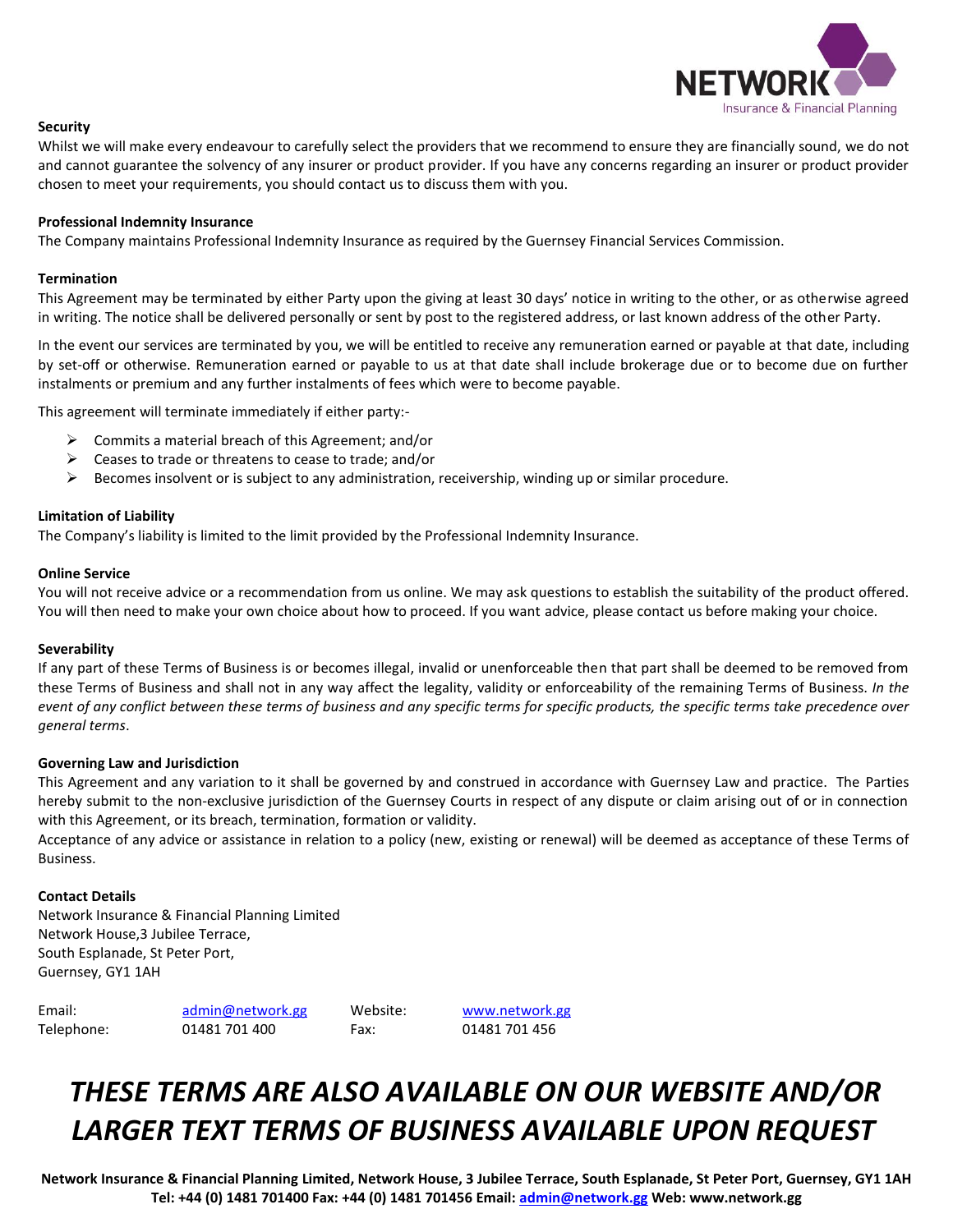**Security**

Whilst we will make every endeavour to carefully select the providers that we recommend to ensure they are financially sound, we do not and cannot guarantee the solvency of any insurer or product provider. If you have any concerns regarding an insurer or product provider chosen to meet your requirements, you should contact us to discuss them with you.

**Professional Indemnity Insurance**

The Company maintains Professional Indemnity Insurance as required by the Guernsey Financial Services Commission.

**Termination**

This Agreement may be terminated by either Party upon the giving at least 30 days' notice in writing to the other, or as otherwise agreed in writing. The notice shall be delivered personally or sent by post to the registered address, or last known address of the other Party.

In the event our services are terminated by you, we will be entitled to receive any remuneration earned or payable at that date, including by set-off or otherwise. Remuneration earned or payable to us at that date shall include brokerage due or to become due on further instalments or premium and any further instalments of fees which were to become payable.

This agreement will terminate immediately if either party:-

- Commits a material breach of this Agreement; and/or
- Ceases to trade or threatens to cease to trade; and/or
- Becomes insolvent or is subject to any administration, receivership, winding up or similar procedure.

**Limitation of Liability**

The Company's liability is limited to the limit provided by the Professional Indemnity Insurance.

**Online Service**

You will not receive advice or a recommendation from us online. We may ask questions to establish the suitability of the product offered. You will then need to make your own choice about how to proceed. If you want advice, please contact us before making your choice.

**Severability**

If any part of these Terms of Business is or becomes illegal, invalid or unenforceable then that part shall be deemed to be removed from these Terms of Business and shall not in any way affect the legality, validity or enforceability of the remaining Terms of Business. *In the event of any conflict between these terms of business and any specific terms for specific products, the specific terms take precedence over general terms*.

**Governing Law and Jurisdiction**

This Agreement and any variation to it shall be governed by and construed in accordance with Guernsey Law and practice. The Parties hereby submit to the non-exclusive jurisdiction of the Guernsey Courts in respect of any dispute or claim arising out of or in connection with this Agreement, or its breach, termination, formation or validity.

Acceptance of any advice or assistance in relation to a policy (new, existing or renewal) will be deemed as acceptance of these Terms of Business.

**Contact Details**

Network Insurance & Financial Planning Limited
Network House,3 Jubilee Terrace,
South Esplanade, St Peter Port,
Guernsey, GY1 1AH

| | | | |
|---|---|---|---|
| Email: | admin@network.gg | Website: | www.network.gg |
| Telephone: | 01481 701 400 | Fax: | 01481 701 456 |

***THESE TERMS ARE ALSO AVAILABLE ON OUR WEBSITE AND/OR LARGER TEXT TERMS OF BUSINESS AVAILABLE UPON REQUEST***